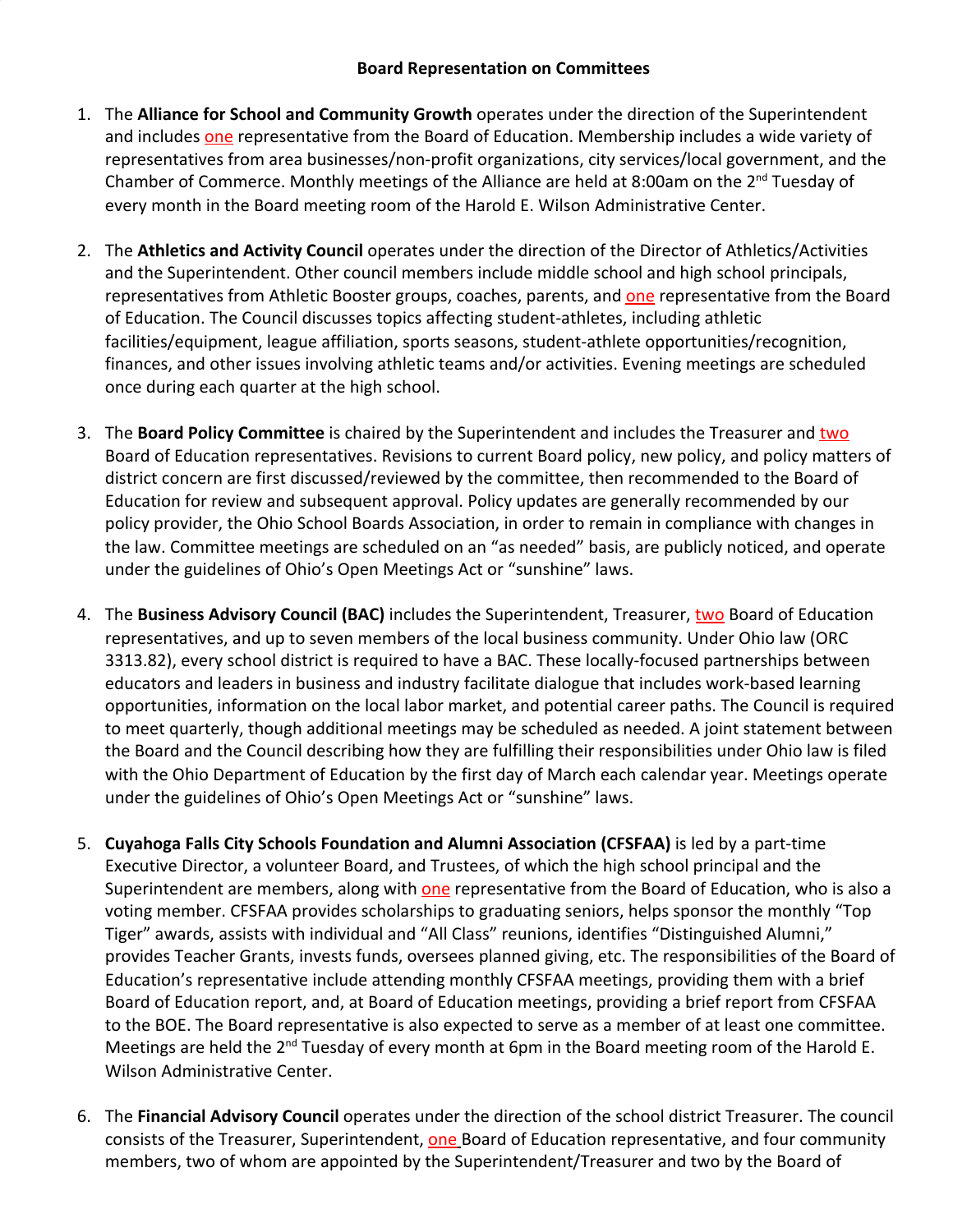**Board Representation on Committees**

1. The **Alliance for School and Community Growth** operates under the direction of the Superintendent and includes one representative from the Board of Education. Membership includes a wide variety of representatives from area businesses/non-profit organizations, city services/local government, and the Chamber of Commerce. Monthly meetings of the Alliance are held at 8:00am on the 2nd Tuesday of every month in the Board meeting room of the Harold E. Wilson Administrative Center.

2. The **Athletics and Activity Council** operates under the direction of the Director of Athletics/Activities and the Superintendent. Other council members include middle school and high school principals, representatives from Athletic Booster groups, coaches, parents, and one representative from the Board of Education. The Council discusses topics affecting student-athletes, including athletic facilities/equipment, league affiliation, sports seasons, student-athlete opportunities/recognition, finances, and other issues involving athletic teams and/or activities. Evening meetings are scheduled once during each quarter at the high school.

3. The **Board Policy Committee** is chaired by the Superintendent and includes the Treasurer and two Board of Education representatives. Revisions to current Board policy, new policy, and policy matters of district concern are first discussed/reviewed by the committee, then recommended to the Board of Education for review and subsequent approval. Policy updates are generally recommended by our policy provider, the Ohio School Boards Association, in order to remain in compliance with changes in the law. Committee meetings are scheduled on an "as needed" basis, are publicly noticed, and operate under the guidelines of Ohio's Open Meetings Act or "sunshine" laws.

4. The **Business Advisory Council (BAC)** includes the Superintendent, Treasurer, two Board of Education representatives, and up to seven members of the local business community. Under Ohio law (ORC 3313.82), every school district is required to have a BAC. These locally-focused partnerships between educators and leaders in business and industry facilitate dialogue that includes work-based learning opportunities, information on the local labor market, and potential career paths. The Council is required to meet quarterly, though additional meetings may be scheduled as needed. A joint statement between the Board and the Council describing how they are fulfilling their responsibilities under Ohio law is filed with the Ohio Department of Education by the first day of March each calendar year. Meetings operate under the guidelines of Ohio's Open Meetings Act or "sunshine" laws.

5. **Cuyahoga Falls City Schools Foundation and Alumni Association (CFSFAA)** is led by a part-time Executive Director, a volunteer Board, and Trustees, of which the high school principal and the Superintendent are members, along with one representative from the Board of Education, who is also a voting member. CFSFAA provides scholarships to graduating seniors, helps sponsor the monthly "Top Tiger" awards, assists with individual and "All Class" reunions, identifies "Distinguished Alumni," provides Teacher Grants, invests funds, oversees planned giving, etc. The responsibilities of the Board of Education's representative include attending monthly CFSFAA meetings, providing them with a brief Board of Education report, and, at Board of Education meetings, providing a brief report from CFSFAA to the BOE. The Board representative is also expected to serve as a member of at least one committee. Meetings are held the 2nd Tuesday of every month at 6pm in the Board meeting room of the Harold E. Wilson Administrative Center.

6. The **Financial Advisory Council** operates under the direction of the school district Treasurer. The council consists of the Treasurer, Superintendent, one Board of Education representative, and four community members, two of whom are appointed by the Superintendent/Treasurer and two by the Board of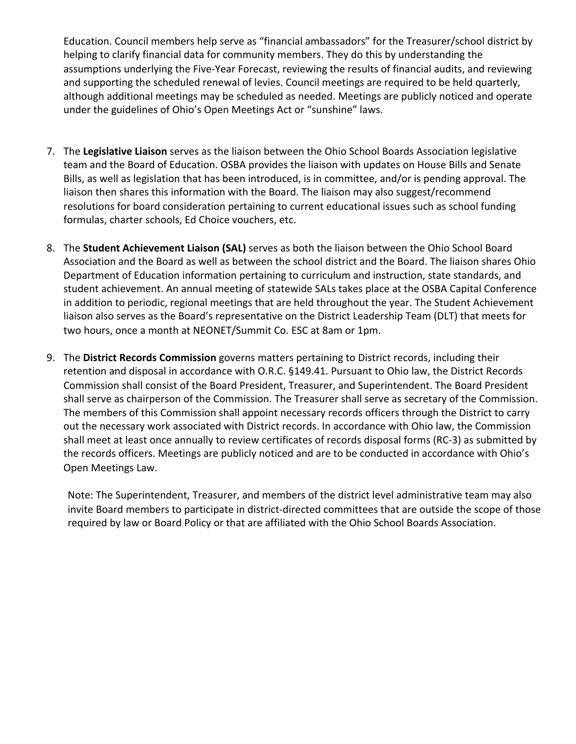Education. Council members help serve as "financial ambassadors" for the Treasurer/school district by helping to clarify financial data for community members. They do this by understanding the assumptions underlying the Five-Year Forecast, reviewing the results of financial audits, and reviewing and supporting the scheduled renewal of levies. Council meetings are required to be held quarterly, although additional meetings may be scheduled as needed. Meetings are publicly noticed and operate under the guidelines of Ohio's Open Meetings Act or "sunshine" laws.

7. The **Legislative Liaison** serves as the liaison between the Ohio School Boards Association legislative team and the Board of Education. OSBA provides the liaison with updates on House Bills and Senate Bills, as well as legislation that has been introduced, is in committee, and/or is pending approval. The liaison then shares this information with the Board. The liaison may also suggest/recommend resolutions for board consideration pertaining to current educational issues such as school funding formulas, charter schools, Ed Choice vouchers, etc.

8. The **Student Achievement Liaison (SAL)** serves as both the liaison between the Ohio School Board Association and the Board as well as between the school district and the Board. The liaison shares Ohio Department of Education information pertaining to curriculum and instruction, state standards, and student achievement. An annual meeting of statewide SALs takes place at the OSBA Capital Conference in addition to periodic, regional meetings that are held throughout the year. The Student Achievement liaison also serves as the Board's representative on the District Leadership Team (DLT) that meets for two hours, once a month at NEONET/Summit Co. ESC at 8am or 1pm.

9. The **District Records Commission** governs matters pertaining to District records, including their retention and disposal in accordance with O.R.C. §149.41. Pursuant to Ohio law, the District Records Commission shall consist of the Board President, Treasurer, and Superintendent. The Board President shall serve as chairperson of the Commission. The Treasurer shall serve as secretary of the Commission. The members of this Commission shall appoint necessary records officers through the District to carry out the necessary work associated with District records. In accordance with Ohio law, the Commission shall meet at least once annually to review certificates of records disposal forms (RC-3) as submitted by the records officers. Meetings are publicly noticed and are to be conducted in accordance with Ohio's Open Meetings Law.

   Note: The Superintendent, Treasurer, and members of the district level administrative team may also invite Board members to participate in district-directed committees that are outside the scope of those required by law or Board Policy or that are affiliated with the Ohio School Boards Association.